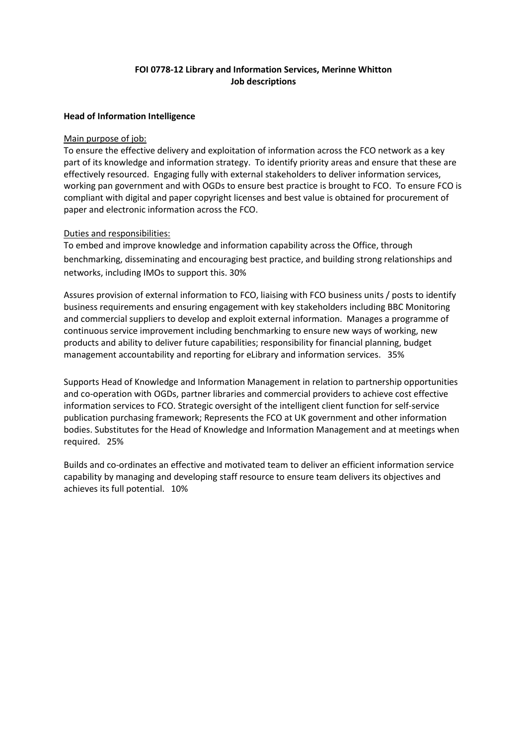**FOI 0778-12 Library and Information Services, Merinne Whitton**
**Job descriptions**

**Head of Information Intelligence**

Main purpose of job:

To ensure the effective delivery and exploitation of information across the FCO network as a key part of its knowledge and information strategy. To identify priority areas and ensure that these are effectively resourced. Engaging fully with external stakeholders to deliver information services, working pan government and with OGDs to ensure best practice is brought to FCO. To ensure FCO is compliant with digital and paper copyright licenses and best value is obtained for procurement of paper and electronic information across the FCO.

Duties and responsibilities:

To embed and improve knowledge and information capability across the Office, through benchmarking, disseminating and encouraging best practice, and building strong relationships and networks, including IMOs to support this. 30%

Assures provision of external information to FCO, liaising with FCO business units / posts to identify business requirements and ensuring engagement with key stakeholders including BBC Monitoring and commercial suppliers to develop and exploit external information. Manages a programme of continuous service improvement including benchmarking to ensure new ways of working, new products and ability to deliver future capabilities; responsibility for financial planning, budget management accountability and reporting for eLibrary and information services. 35%

Supports Head of Knowledge and Information Management in relation to partnership opportunities and co-operation with OGDs, partner libraries and commercial providers to achieve cost effective information services to FCO. Strategic oversight of the intelligent client function for self-service publication purchasing framework; Represents the FCO at UK government and other information bodies. Substitutes for the Head of Knowledge and Information Management and at meetings when required. 25%

Builds and co-ordinates an effective and motivated team to deliver an efficient information service capability by managing and developing staff resource to ensure team delivers its objectives and achieves its full potential. 10%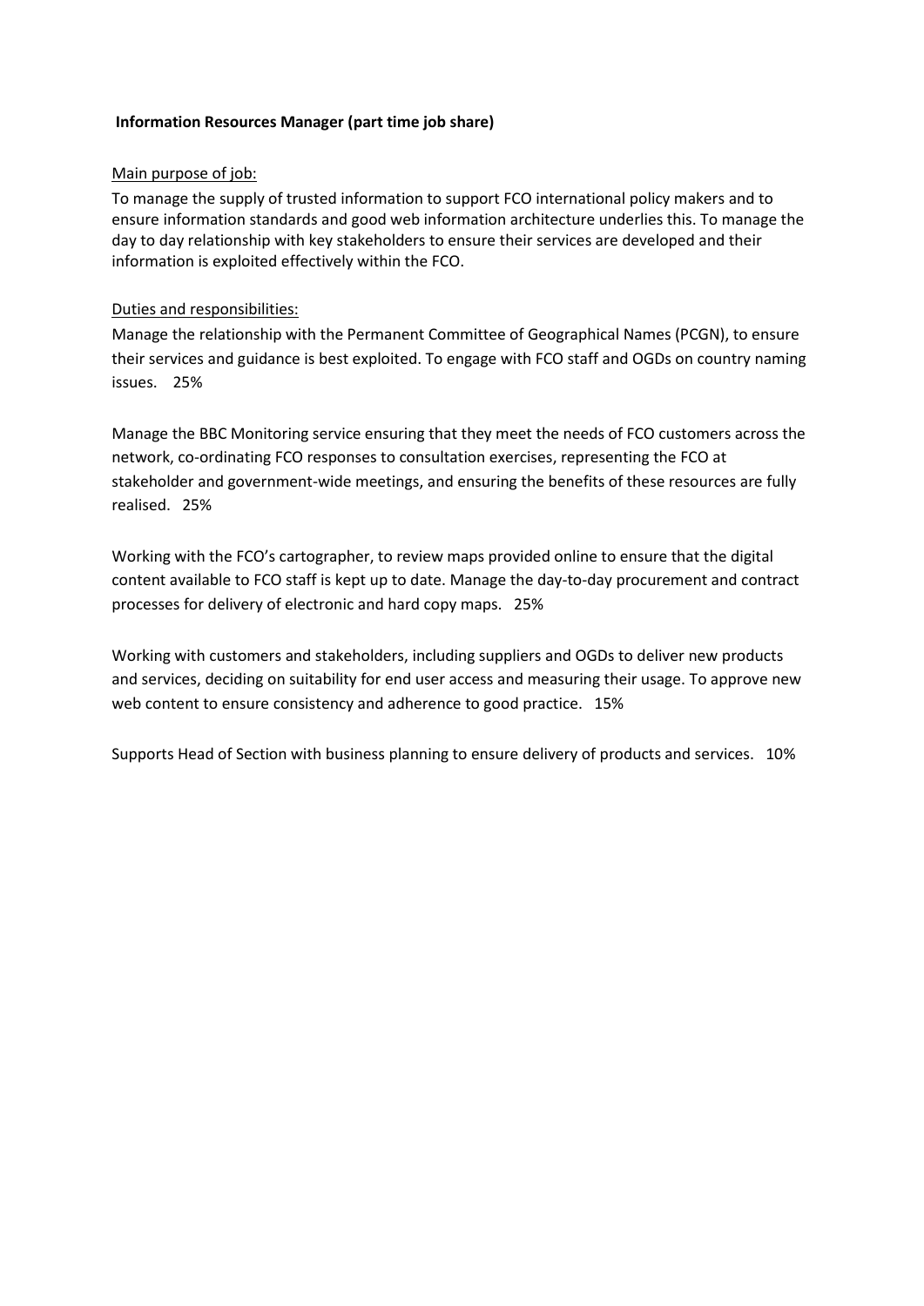**Information Resources Manager (part time job share)**

Main purpose of job:

To manage the supply of trusted information to support FCO international policy makers and to ensure information standards and good web information architecture underlies this. To manage the day to day relationship with key stakeholders to ensure their services are developed and their information is exploited effectively within the FCO.

Duties and responsibilities:

Manage the relationship with the Permanent Committee of Geographical Names (PCGN), to ensure their services and guidance is best exploited. To engage with FCO staff and OGDs on country naming issues. 25%

Manage the BBC Monitoring service ensuring that they meet the needs of FCO customers across the network, co-ordinating FCO responses to consultation exercises, representing the FCO at stakeholder and government-wide meetings, and ensuring the benefits of these resources are fully realised. 25%

Working with the FCO's cartographer, to review maps provided online to ensure that the digital content available to FCO staff is kept up to date. Manage the day-to-day procurement and contract processes for delivery of electronic and hard copy maps. 25%

Working with customers and stakeholders, including suppliers and OGDs to deliver new products and services, deciding on suitability for end user access and measuring their usage. To approve new web content to ensure consistency and adherence to good practice. 15%

Supports Head of Section with business planning to ensure delivery of products and services. 10%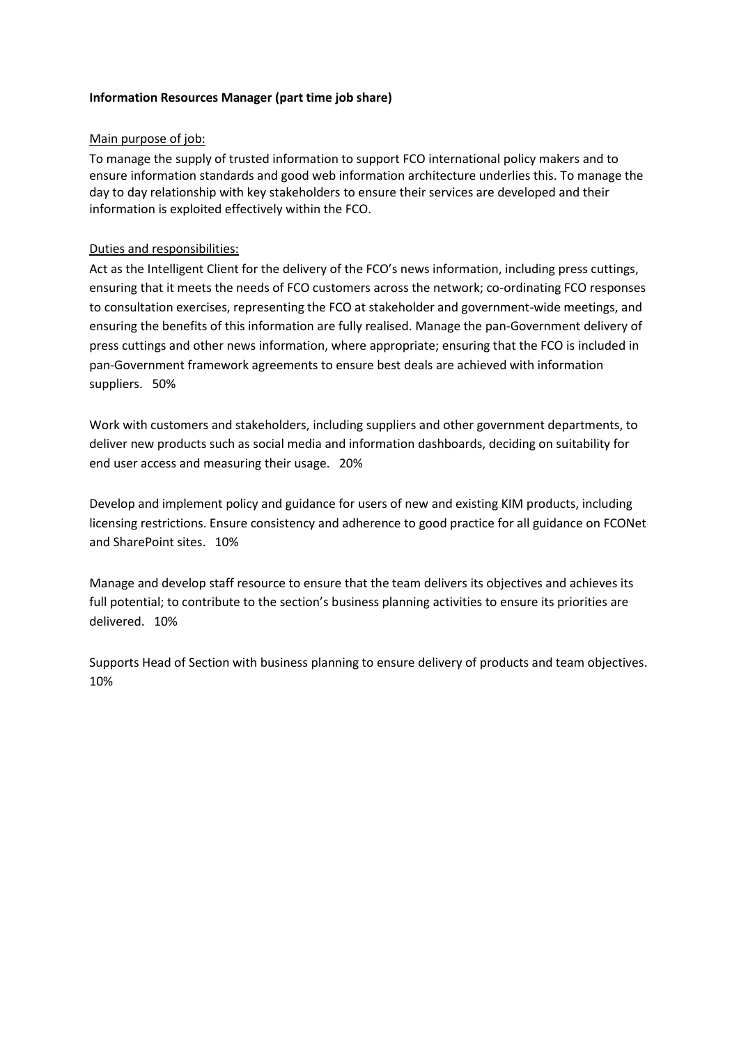**Information Resources Manager (part time job share)**

Main purpose of job:

To manage the supply of trusted information to support FCO international policy makers and to ensure information standards and good web information architecture underlies this. To manage the day to day relationship with key stakeholders to ensure their services are developed and their information is exploited effectively within the FCO.

Duties and responsibilities:

Act as the Intelligent Client for the delivery of the FCO's news information, including press cuttings, ensuring that it meets the needs of FCO customers across the network; co-ordinating FCO responses to consultation exercises, representing the FCO at stakeholder and government-wide meetings, and ensuring the benefits of this information are fully realised. Manage the pan-Government delivery of press cuttings and other news information, where appropriate; ensuring that the FCO is included in pan-Government framework agreements to ensure best deals are achieved with information suppliers. 50%

Work with customers and stakeholders, including suppliers and other government departments, to deliver new products such as social media and information dashboards, deciding on suitability for end user access and measuring their usage. 20%

Develop and implement policy and guidance for users of new and existing KIM products, including licensing restrictions. Ensure consistency and adherence to good practice for all guidance on FCONet and SharePoint sites. 10%

Manage and develop staff resource to ensure that the team delivers its objectives and achieves its full potential; to contribute to the section's business planning activities to ensure its priorities are delivered. 10%

Supports Head of Section with business planning to ensure delivery of products and team objectives. 10%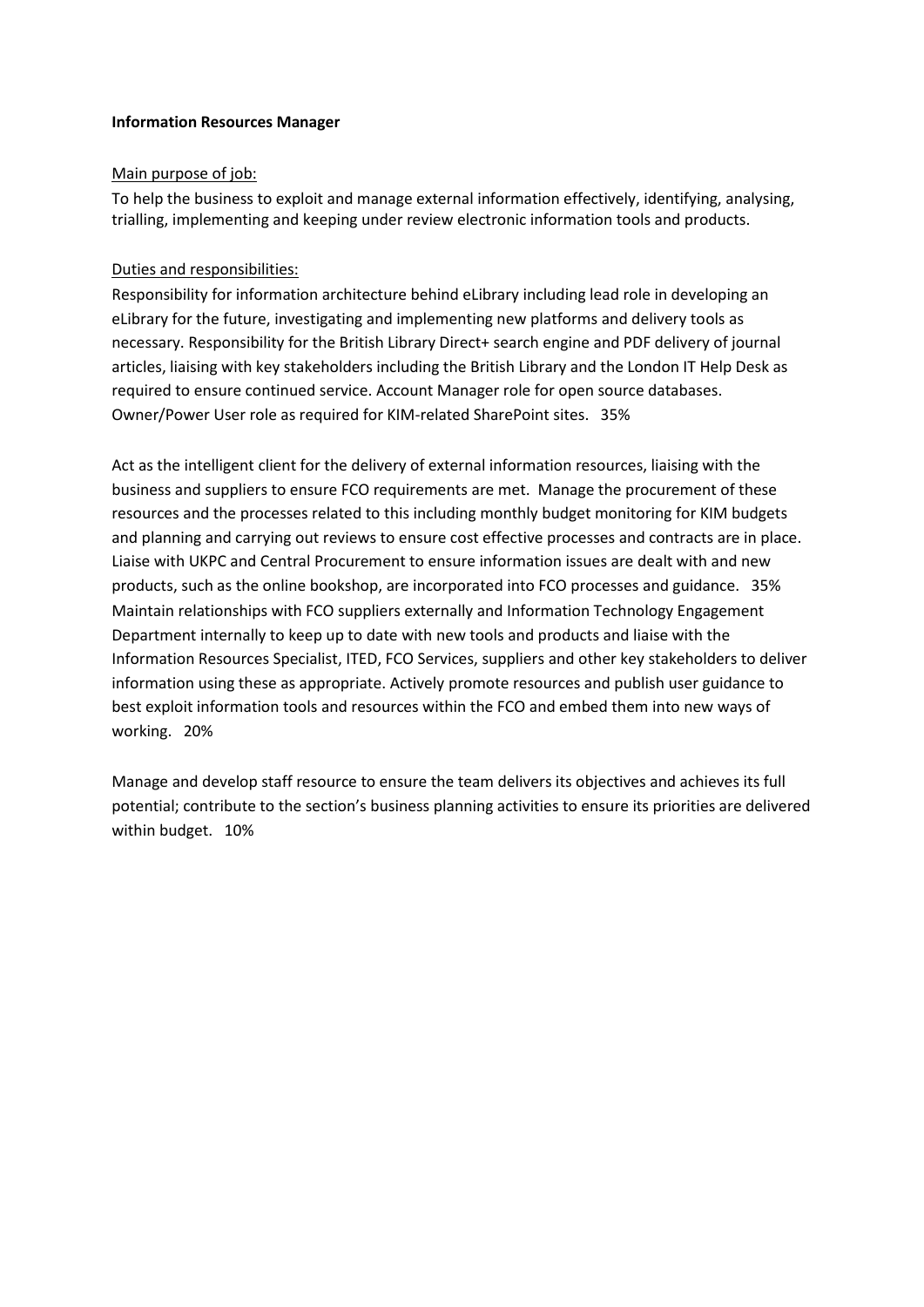**Information Resources Manager**

Main purpose of job:

To help the business to exploit and manage external information effectively, identifying, analysing, trialling, implementing and keeping under review electronic information tools and products.

Duties and responsibilities:

Responsibility for information architecture behind eLibrary including lead role in developing an eLibrary for the future, investigating and implementing new platforms and delivery tools as necessary. Responsibility for the British Library Direct+ search engine and PDF delivery of journal articles, liaising with key stakeholders including the British Library and the London IT Help Desk as required to ensure continued service. Account Manager role for open source databases. Owner/Power User role as required for KIM-related SharePoint sites. 35%

Act as the intelligent client for the delivery of external information resources, liaising with the business and suppliers to ensure FCO requirements are met. Manage the procurement of these resources and the processes related to this including monthly budget monitoring for KIM budgets and planning and carrying out reviews to ensure cost effective processes and contracts are in place. Liaise with UKPC and Central Procurement to ensure information issues are dealt with and new products, such as the online bookshop, are incorporated into FCO processes and guidance. 35%
Maintain relationships with FCO suppliers externally and Information Technology Engagement Department internally to keep up to date with new tools and products and liaise with the Information Resources Specialist, ITED, FCO Services, suppliers and other key stakeholders to deliver information using these as appropriate. Actively promote resources and publish user guidance to best exploit information tools and resources within the FCO and embed them into new ways of working. 20%

Manage and develop staff resource to ensure the team delivers its objectives and achieves its full potential; contribute to the section's business planning activities to ensure its priorities are delivered within budget. 10%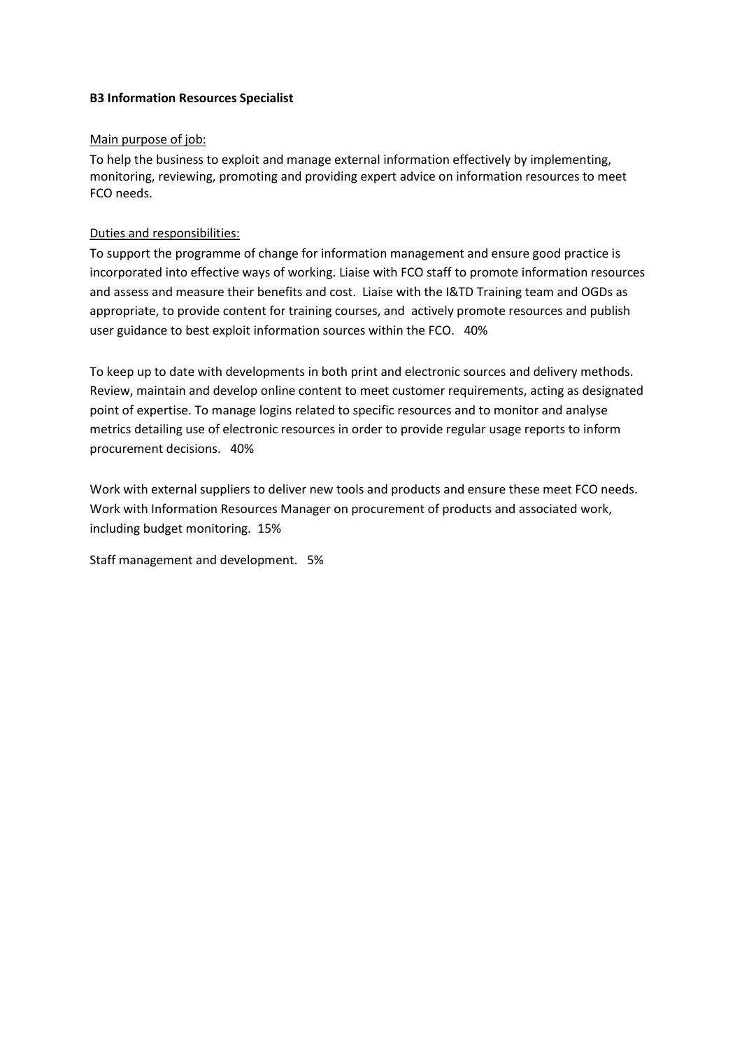**B3 Information Resources Specialist**

Main purpose of job:

To help the business to exploit and manage external information effectively by implementing, monitoring, reviewing, promoting and providing expert advice on information resources to meet FCO needs.

Duties and responsibilities:

To support the programme of change for information management and ensure good practice is incorporated into effective ways of working. Liaise with FCO staff to promote information resources and assess and measure their benefits and cost. Liaise with the I&TD Training team and OGDs as appropriate, to provide content for training courses, and actively promote resources and publish user guidance to best exploit information sources within the FCO. 40%

To keep up to date with developments in both print and electronic sources and delivery methods. Review, maintain and develop online content to meet customer requirements, acting as designated point of expertise. To manage logins related to specific resources and to monitor and analyse metrics detailing use of electronic resources in order to provide regular usage reports to inform procurement decisions. 40%

Work with external suppliers to deliver new tools and products and ensure these meet FCO needs. Work with Information Resources Manager on procurement of products and associated work, including budget monitoring. 15%

Staff management and development. 5%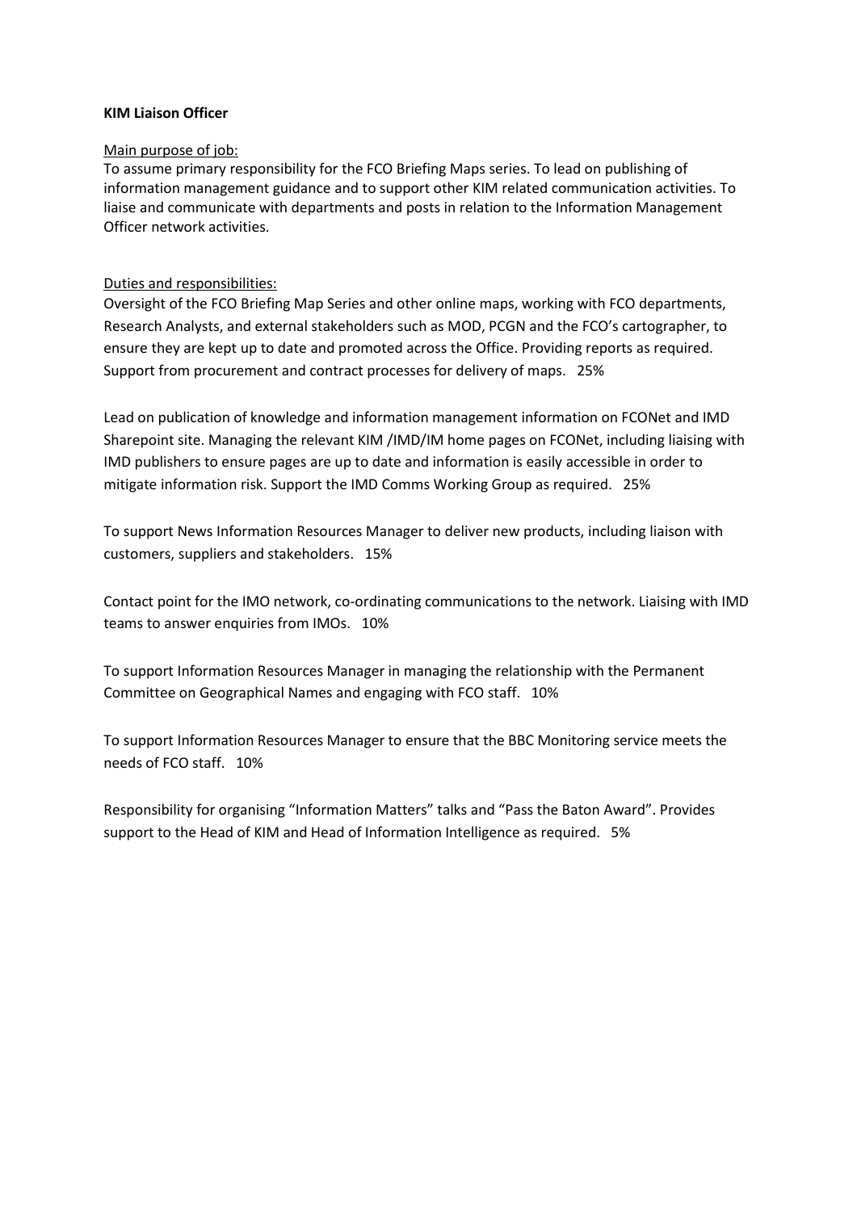**KIM Liaison Officer**

Main purpose of job:

To assume primary responsibility for the FCO Briefing Maps series. To lead on publishing of information management guidance and to support other KIM related communication activities. To liaise and communicate with departments and posts in relation to the Information Management Officer network activities.

Duties and responsibilities:

Oversight of the FCO Briefing Map Series and other online maps, working with FCO departments, Research Analysts, and external stakeholders such as MOD, PCGN and the FCO's cartographer, to ensure they are kept up to date and promoted across the Office. Providing reports as required. Support from procurement and contract processes for delivery of maps. 25%

Lead on publication of knowledge and information management information on FCONet and IMD Sharepoint site. Managing the relevant KIM /IMD/IM home pages on FCONet, including liaising with IMD publishers to ensure pages are up to date and information is easily accessible in order to mitigate information risk. Support the IMD Comms Working Group as required. 25%

To support News Information Resources Manager to deliver new products, including liaison with customers, suppliers and stakeholders. 15%

Contact point for the IMO network, co-ordinating communications to the network. Liaising with IMD teams to answer enquiries from IMOs. 10%

To support Information Resources Manager in managing the relationship with the Permanent Committee on Geographical Names and engaging with FCO staff. 10%

To support Information Resources Manager to ensure that the BBC Monitoring service meets the needs of FCO staff. 10%

Responsibility for organising "Information Matters" talks and "Pass the Baton Award". Provides support to the Head of KIM and Head of Information Intelligence as required. 5%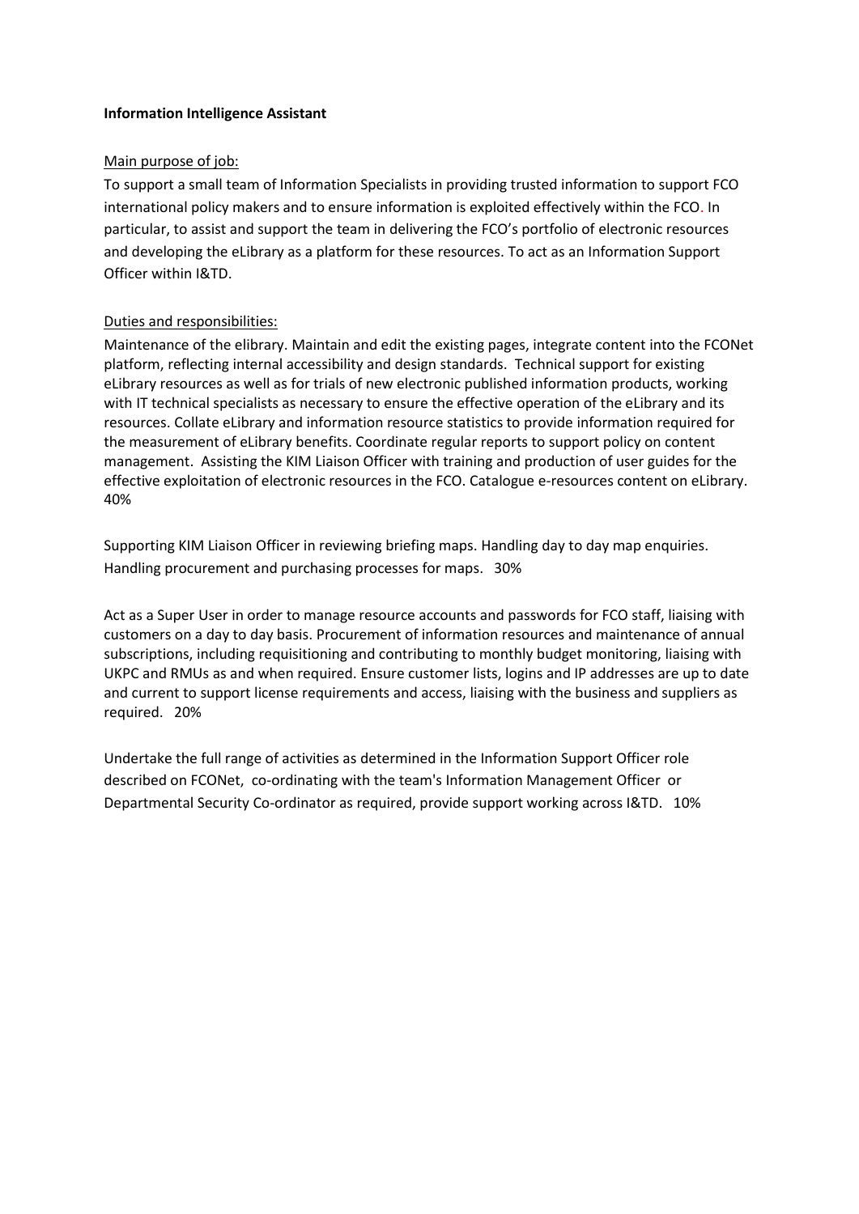**Information Intelligence Assistant**

Main purpose of job:

To support a small team of Information Specialists in providing trusted information to support FCO international policy makers and to ensure information is exploited effectively within the FCO. In particular, to assist and support the team in delivering the FCO's portfolio of electronic resources and developing the eLibrary as a platform for these resources. To act as an Information Support Officer within I&TD.

Duties and responsibilities:

Maintenance of the elibrary. Maintain and edit the existing pages, integrate content into the FCONet platform, reflecting internal accessibility and design standards. Technical support for existing eLibrary resources as well as for trials of new electronic published information products, working with IT technical specialists as necessary to ensure the effective operation of the eLibrary and its resources. Collate eLibrary and information resource statistics to provide information required for the measurement of eLibrary benefits. Coordinate regular reports to support policy on content management. Assisting the KIM Liaison Officer with training and production of user guides for the effective exploitation of electronic resources in the FCO. Catalogue e-resources content on eLibrary. 40%

Supporting KIM Liaison Officer in reviewing briefing maps. Handling day to day map enquiries. Handling procurement and purchasing processes for maps. 30%

Act as a Super User in order to manage resource accounts and passwords for FCO staff, liaising with customers on a day to day basis. Procurement of information resources and maintenance of annual subscriptions, including requisitioning and contributing to monthly budget monitoring, liaising with UKPC and RMUs as and when required. Ensure customer lists, logins and IP addresses are up to date and current to support license requirements and access, liaising with the business and suppliers as required. 20%

Undertake the full range of activities as determined in the Information Support Officer role described on FCONet, co-ordinating with the team's Information Management Officer or Departmental Security Co-ordinator as required, provide support working across I&TD. 10%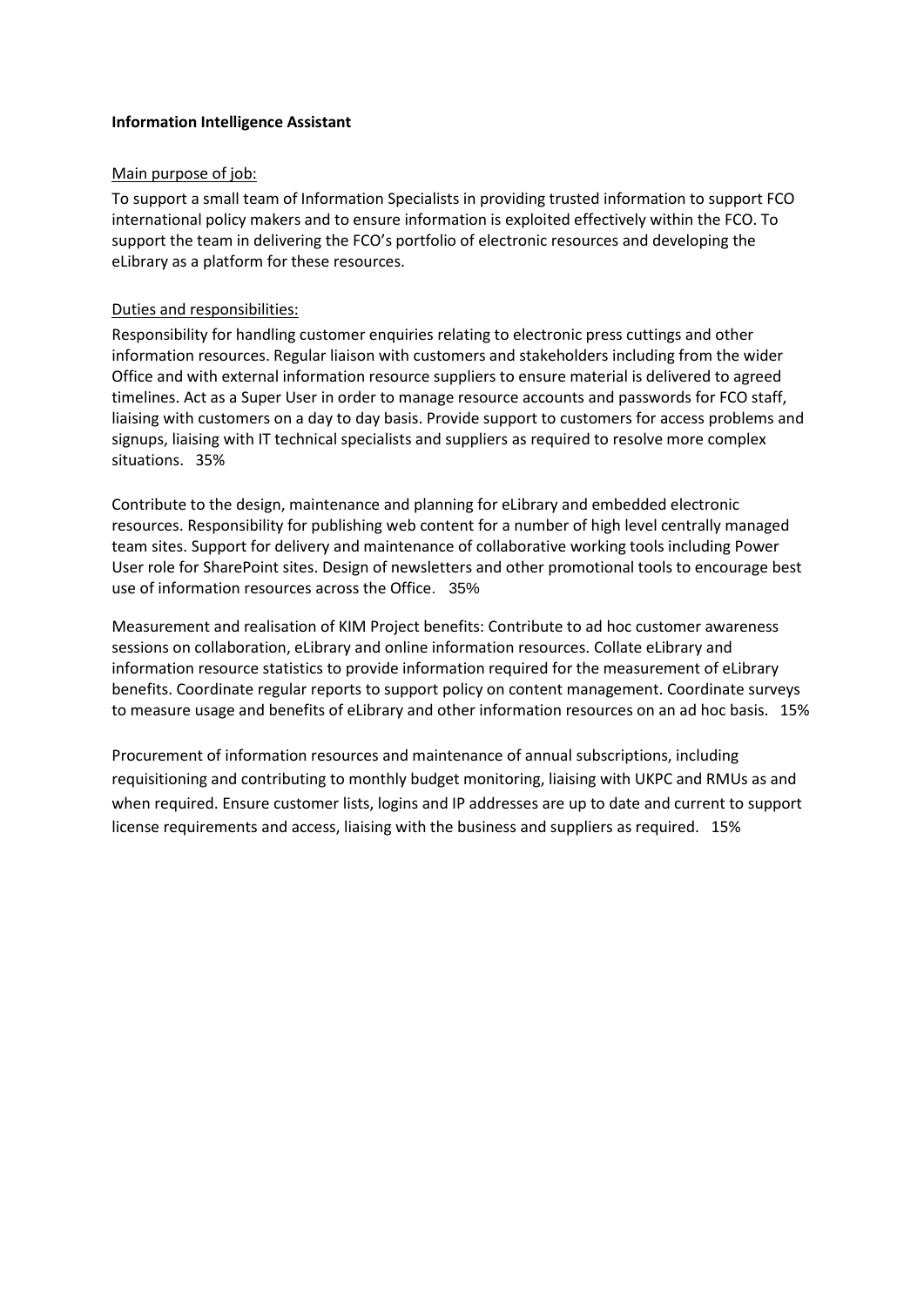**Information Intelligence Assistant**

Main purpose of job:

To support a small team of Information Specialists in providing trusted information to support FCO international policy makers and to ensure information is exploited effectively within the FCO. To support the team in delivering the FCO's portfolio of electronic resources and developing the eLibrary as a platform for these resources.

Duties and responsibilities:

Responsibility for handling customer enquiries relating to electronic press cuttings and other information resources. Regular liaison with customers and stakeholders including from the wider Office and with external information resource suppliers to ensure material is delivered to agreed timelines. Act as a Super User in order to manage resource accounts and passwords for FCO staff, liaising with customers on a day to day basis. Provide support to customers for access problems and signups, liaising with IT technical specialists and suppliers as required to resolve more complex situations. 35%

Contribute to the design, maintenance and planning for eLibrary and embedded electronic resources. Responsibility for publishing web content for a number of high level centrally managed team sites. Support for delivery and maintenance of collaborative working tools including Power User role for SharePoint sites. Design of newsletters and other promotional tools to encourage best use of information resources across the Office. 35%

Measurement and realisation of KIM Project benefits: Contribute to ad hoc customer awareness sessions on collaboration, eLibrary and online information resources. Collate eLibrary and information resource statistics to provide information required for the measurement of eLibrary benefits. Coordinate regular reports to support policy on content management. Coordinate surveys to measure usage and benefits of eLibrary and other information resources on an ad hoc basis. 15%

Procurement of information resources and maintenance of annual subscriptions, including requisitioning and contributing to monthly budget monitoring, liaising with UKPC and RMUs as and when required. Ensure customer lists, logins and IP addresses are up to date and current to support license requirements and access, liaising with the business and suppliers as required. 15%